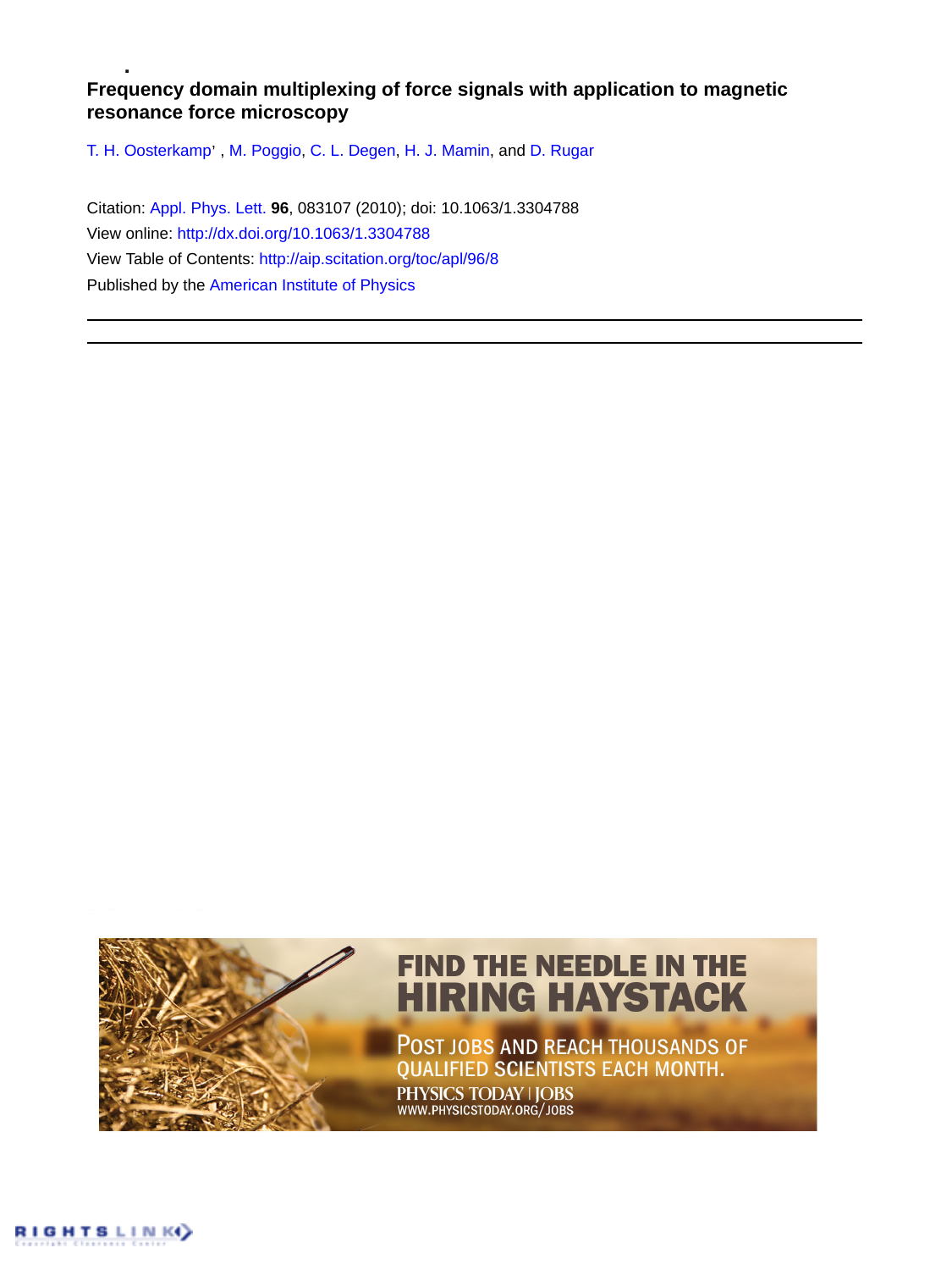# Frequency domain multiplexing of force signals with application to magnetic resonance force microscopy

T. H. Oosterkamp, M. Poggio, C. L. Degen, H. J. Mamin, and D. Rugar

Citation: Appl. Phys. Lett. **96**, 083107 (2010); doi: 10.1063/1.3304788

View online: http://dx.doi.org/10.1063/1.3304788

View Table of Contents: http://aip.scitation.org/toc/apl/96/8

Published by the American Institute of Physics

FIND THE NEEDLE IN THE HIRING HAYSTACK

POST JOBS AND REACH THOUSANDS OF QUALIFIED SCIENTISTS EACH MONTH.

PHYSICS TODAY | JOBS

WWW.PHYSICSTODAY.ORG/JOBS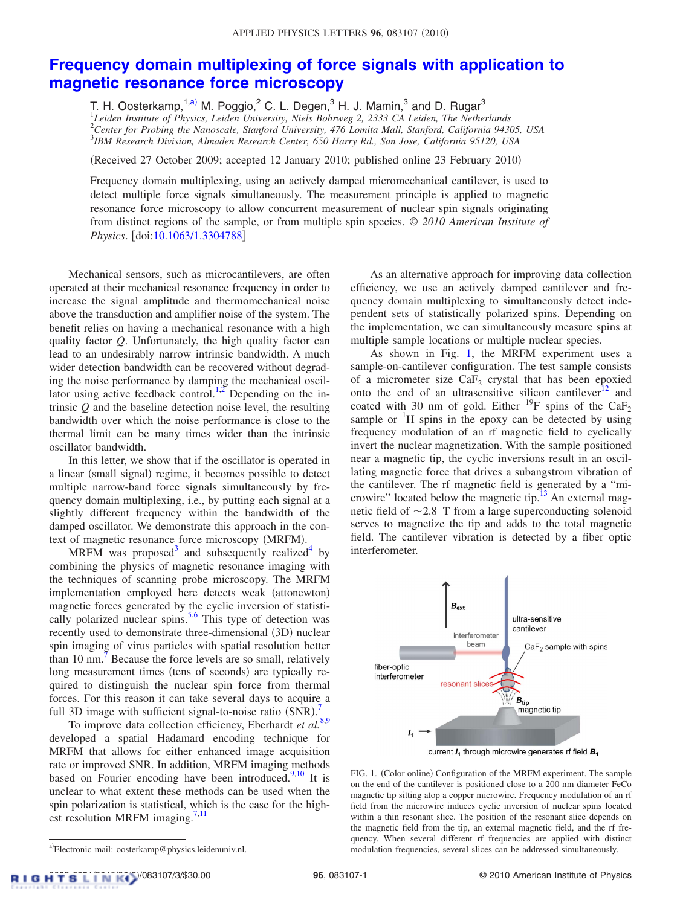# Frequency domain multiplexing of force signals with application to magnetic resonance force microscopy

T. H. Oosterkamp,[1,a)] M. Poggio,[2] C. L. Degen,[3] H. J. Mamin,[3] and D. Rugar[3]

[1]*Leiden Institute of Physics, Leiden University, Niels Bohrweg 2, 2333 CA Leiden, The Netherlands*
[2]*Center for Probing the Nanoscale, Stanford University, 476 Lomita Mall, Stanford, California 94305, USA*
[3]*IBM Research Division, Almaden Research Center, 650 Harry Rd., San Jose, California 95120, USA*

(Received 27 October 2009; accepted 12 January 2010; published online 23 February 2010)

Frequency domain multiplexing, using an actively damped micromechanical cantilever, is used to detect multiple force signals simultaneously. The measurement principle is applied to magnetic resonance force microscopy to allow concurrent measurement of nuclear spin signals originating from distinct regions of the sample, or from multiple spin species. © *2010 American Institute of Physics*. [doi:10.1063/1.3304788]

Mechanical sensors, such as microcantilevers, are often operated at their mechanical resonance frequency in order to increase the signal amplitude and thermomechanical noise above the transduction and amplifier noise of the system. The benefit relies on having a mechanical resonance with a high quality factor $Q$. Unfortunately, the high quality factor can lead to an undesirably narrow intrinsic bandwidth. A much wider detection bandwidth can be recovered without degrading the noise performance by damping the mechanical oscillator using active feedback control.[1,2] Depending on the intrinsic $Q$ and the baseline detection noise level, the resulting bandwidth over which the noise performance is close to the thermal limit can be many times wider than the intrinsic oscillator bandwidth.

In this letter, we show that if the oscillator is operated in a linear (small signal) regime, it becomes possible to detect multiple narrow-band force signals simultaneously by frequency domain multiplexing, i.e., by putting each signal at a slightly different frequency within the bandwidth of the damped oscillator. We demonstrate this approach in the context of magnetic resonance force microscopy (MRFM).

MRFM was proposed[3] and subsequently realized[4] by combining the physics of magnetic resonance imaging with the techniques of scanning probe microscopy. The MRFM implementation employed here detects weak (attonewton) magnetic forces generated by the cyclic inversion of statistically polarized nuclear spins.[5,6] This type of detection was recently used to demonstrate three-dimensional (3D) nuclear spin imaging of virus particles with spatial resolution better than 10 nm.[7] Because the force levels are so small, relatively long measurement times (tens of seconds) are typically required to distinguish the nuclear spin force from thermal forces. For this reason it can take several days to acquire a full 3D image with sufficient signal-to-noise ratio (SNR).[7]

To improve data collection efficiency, Eberhardt *et al.*[8,9] developed a spatial Hadamard encoding technique for MRFM that allows for either enhanced image acquisition rate or improved SNR. In addition, MRFM imaging methods based on Fourier encoding have been introduced.[9,10] It is unclear to what extent these methods can be used when the spin polarization is statistical, which is the case for the highest resolution MRFM imaging.[7,11]

As an alternative approach for improving data collection efficiency, we use an actively damped cantilever and frequency domain multiplexing to simultaneously detect independent sets of statistically polarized spins. Depending on the implementation, we can simultaneously measure spins at multiple sample locations or multiple nuclear species.

As shown in Fig. 1, the MRFM experiment uses a sample-on-cantilever configuration. The test sample consists of a micrometer size $CaF_2$ crystal that has been epoxied onto the end of an ultrasensitive silicon cantilever[12] and coated with 30 nm of gold. Either $^{19}$F spins of the $CaF_2$ sample or $^{1}$H spins in the epoxy can be detected by using frequency modulation of an rf magnetic field to cyclically invert the nuclear magnetization. With the sample positioned near a magnetic tip, the cyclic inversions result in an oscillating magnetic force that drives a subangstrom vibration of the cantilever. The rf magnetic field is generated by a "microwire" located below the magnetic tip.[13] An external magnetic field of ~2.8 T from a large superconducting solenoid serves to magnetize the tip and adds to the total magnetic field. The cantilever vibration is detected by a fiber optic interferometer.

FIG. 1. (Color online) Configuration of the MRFM experiment. The sample on the end of the cantilever is positioned close to a 200 nm diameter FeCo magnetic tip sitting atop a copper microwire. Frequency modulation of an rf field from the microwire induces cyclic inversion of nuclear spins located within a thin resonant slice. The position of the resonant slice depends on the magnetic field from the tip, an external magnetic field, and the rf frequency. When several different rf frequencies are applied with distinct modulation frequencies, several slices can be addressed simultaneously.

[a)]Electronic mail: oosterkamp@physics.leidenuniv.nl.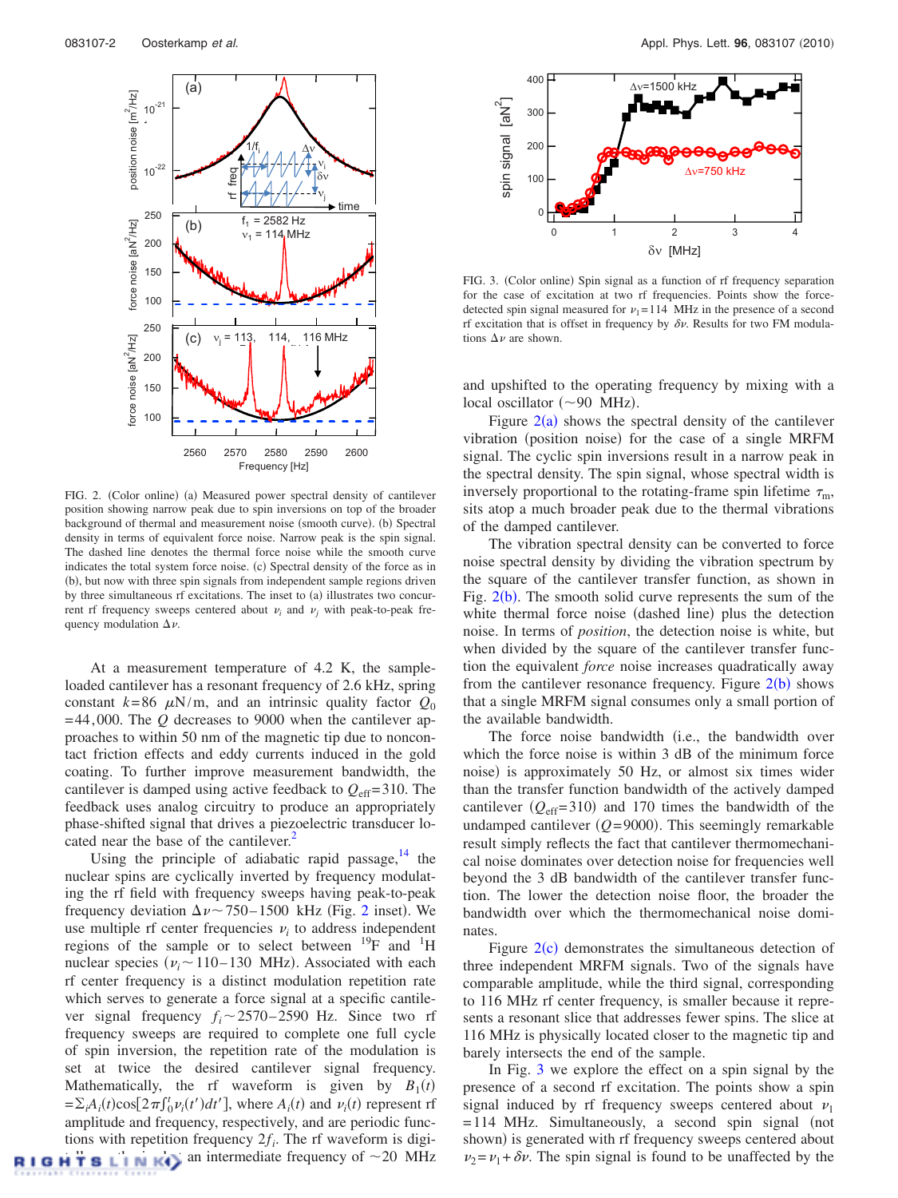FIG. 2. (Color online) (a) Measured power spectral density of cantilever position showing narrow peak due to spin inversions on top of the broader background of thermal and measurement noise (smooth curve). (b) Spectral density in terms of equivalent force noise. Narrow peak is the spin signal. The dashed line denotes the thermal force noise while the smooth curve indicates the total system force noise. (c) Spectral density of the force as in (b), but now with three spin signals from independent sample regions driven by three simultaneous rf excitations. The inset to (a) illustrates two concurrent rf frequency sweeps centered about $\nu_i$ and $\nu_j$ with peak-to-peak frequency modulation $\Delta\nu$.

At a measurement temperature of 4.2 K, the sample-loaded cantilever has a resonant frequency of 2.6 kHz, spring constant $k=86$ $\mu$N/m, and an intrinsic quality factor $Q_0 = 44,000$. The $Q$ decreases to 9000 when the cantilever approaches to within 50 nm of the magnetic tip due to noncontact friction effects and eddy currents induced in the gold coating. To further improve measurement bandwidth, the cantilever is damped using active feedback to $Q_{\mathrm{eff}}=310$. The feedback uses analog circuitry to produce an appropriately phase-shifted signal that drives a piezoelectric transducer located near the base of the cantilever.[2]

Using the principle of adiabatic rapid passage,[14] the nuclear spins are cyclically inverted by frequency modulating the rf field with frequency sweeps having peak-to-peak frequency deviation $\Delta\nu \sim 750$–$1500$ kHz (Fig. 2 inset). We use multiple rf center frequencies $\nu_i$ to address independent regions of the sample or to select between $^{19}$F and $^{1}$H nuclear species ($\nu_i \sim 110$–$130$ MHz). Associated with each rf center frequency is a distinct modulation repetition rate which serves to generate a force signal at a specific cantilever signal frequency $f_i \sim 2570$–$2590$ Hz. Since two rf frequency sweeps are required to complete one full cycle of spin inversion, the repetition rate of the modulation is set at twice the desired cantilever signal frequency. Mathematically, the rf waveform is given by $B_1(t) = \Sigma_i A_i(t)\cos[2\pi\int_0^t \nu_i(t')dt']$, where $A_i(t)$ and $\nu_i(t)$ represent rf amplitude and frequency, respectively, and are periodic functions with repetition frequency $2f_i$. The rf waveform is digitized at an intermediate frequency of $\sim 20$ MHz and upshifted to the operating frequency by mixing with a local oscillator ($\sim 90$ MHz).

FIG. 3. (Color online) Spin signal as a function of rf frequency separation for the case of excitation at two rf frequencies. Points show the force-detected spin signal measured for $\nu_1 = 114$ MHz in the presence of a second rf excitation that is offset in frequency by $\delta\nu$. Results for two FM modulations $\Delta\nu$ are shown.

Figure 2(a) shows the spectral density of the cantilever vibration (position noise) for the case of a single MRFM signal. The cyclic spin inversions result in a narrow peak in the spectral density. The spin signal, whose spectral width is inversely proportional to the rotating-frame spin lifetime $\tau_m$, sits atop a much broader peak due to the thermal vibrations of the damped cantilever.

The vibration spectral density can be converted to force noise spectral density by dividing the vibration spectrum by the square of the cantilever transfer function, as shown in Fig. 2(b). The smooth solid curve represents the sum of the white thermal force noise (dashed line) plus the detection noise. In terms of *position*, the detection noise is white, but when divided by the square of the cantilever transfer function the equivalent *force* noise increases quadratically away from the cantilever resonance frequency. Figure 2(b) shows that a single MRFM signal consumes only a small portion of the available bandwidth.

The force noise bandwidth (i.e., the bandwidth over which the force noise is within 3 dB of the minimum force noise) is approximately 50 Hz, or almost six times wider than the transfer function bandwidth of the actively damped cantilever ($Q_{\mathrm{eff}}=310$) and 170 times the bandwidth of the undamped cantilever ($Q=9000$). This seemingly remarkable result simply reflects the fact that cantilever thermomechanical noise dominates over detection noise for frequencies well beyond the 3 dB bandwidth of the cantilever transfer function. The lower the detection noise floor, the broader the bandwidth over which the thermomechanical noise dominates.

Figure 2(c) demonstrates the simultaneous detection of three independent MRFM signals. Two of the signals have comparable amplitude, while the third signal, corresponding to 116 MHz rf center frequency, is smaller because it represents a resonant slice that addresses fewer spins. The slice at 116 MHz is physically located closer to the magnetic tip and barely intersects the end of the sample.

In Fig. 3 we explore the effect on a spin signal by the presence of a second rf excitation. The points show a spin signal induced by rf frequency sweeps centered about $\nu_1 = 114$ MHz. Simultaneously, a second spin signal (not shown) is generated with rf frequency sweeps centered about $\nu_2 = \nu_1 + \delta\nu$. The spin signal is found to be unaffected by the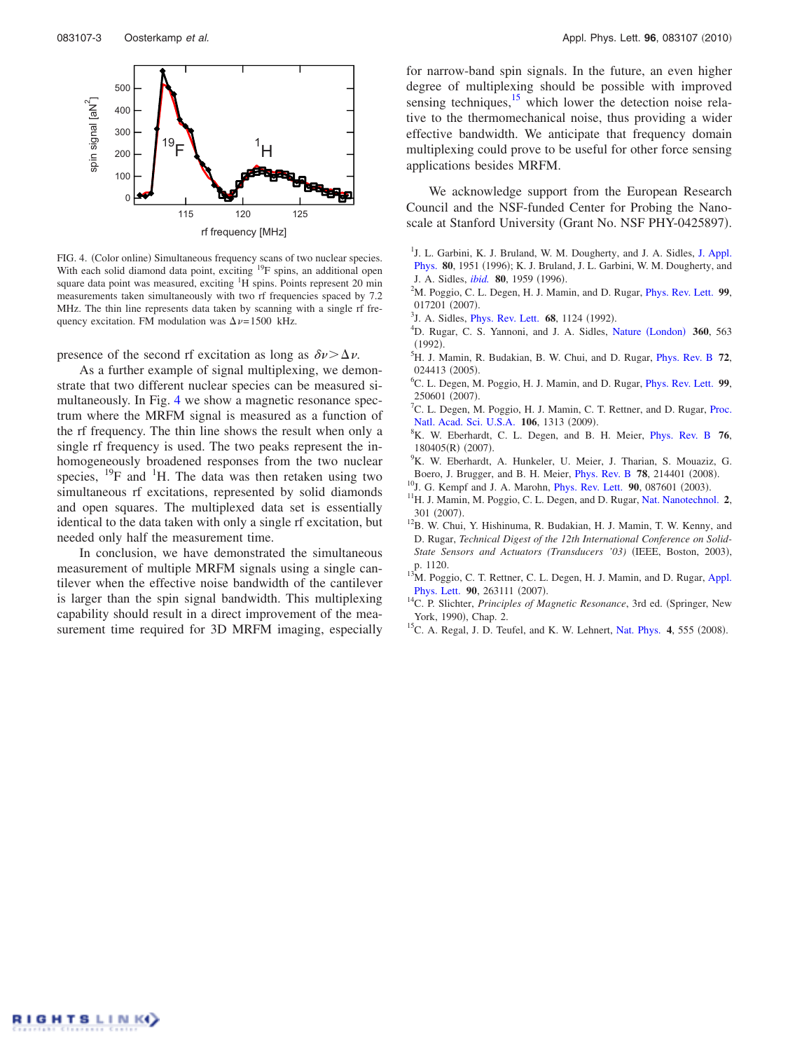spin signal [aN$^2$]

500

400

300

200

100

0

$^{19}$F

$^{1}$H

115

120

125

rf frequency [MHz]

FIG. 4. (Color online) Simultaneous frequency scans of two nuclear species. With each solid diamond data point, exciting $^{19}$F spins, an additional open square data point was measured, exciting $^{1}$H spins. Points represent 20 min measurements taken simultaneously with two rf frequencies spaced by 7.2 MHz. The thin line represents data taken by scanning with a single rf frequency excitation. FM modulation was $\Delta\nu = 1500$ kHz.

presence of the second rf excitation as long as $\delta\nu > \Delta\nu$.

As a further example of signal multiplexing, we demonstrate that two different nuclear species can be measured simultaneously. In Fig. 4 we show a magnetic resonance spectrum where the MRFM signal is measured as a function of the rf frequency. The thin line shows the result when only a single rf frequency is used. The two peaks represent the inhomogeneously broadened responses from the two nuclear species, $^{19}$F and $^{1}$H. The data was then retaken using two simultaneous rf excitations, represented by solid diamonds and open squares. The multiplexed data set is essentially identical to the data taken with only a single rf excitation, but needed only half the measurement time.

In conclusion, we have demonstrated the simultaneous measurement of multiple MRFM signals using a single cantilever when the effective noise bandwidth of the cantilever is larger than the spin signal bandwidth. This multiplexing capability should result in a direct improvement of the measurement time required for 3D MRFM imaging, especially for narrow-band spin signals. In the future, an even higher degree of multiplexing should be possible with improved sensing techniques,[15] which lower the detection noise relative to the thermomechanical noise, thus providing a wider effective bandwidth. We anticipate that frequency domain multiplexing could prove to be useful for other force sensing applications besides MRFM.

We acknowledge support from the European Research Council and the NSF-funded Center for Probing the Nanoscale at Stanford University (Grant No. NSF PHY-0425897).

[1] J. L. Garbini, K. J. Bruland, W. M. Dougherty, and J. A. Sidles, J. Appl. Phys. **80**, 1951 (1996); K. J. Bruland, J. L. Garbini, W. M. Dougherty, and J. A. Sidles, *ibid.* **80**, 1959 (1996).

[2] M. Poggio, C. L. Degen, H. J. Mamin, and D. Rugar, Phys. Rev. Lett. **99**, 017201 (2007).

[3] J. A. Sidles, Phys. Rev. Lett. **68**, 1124 (1992).

[4] D. Rugar, C. S. Yannoni, and J. A. Sidles, Nature (London) **360**, 563 (1992).

[5] H. J. Mamin, R. Budakian, B. W. Chui, and D. Rugar, Phys. Rev. B **72**, 024413 (2005).

[6] C. L. Degen, M. Poggio, H. J. Mamin, and D. Rugar, Phys. Rev. Lett. **99**, 250601 (2007).

[7] C. L. Degen, M. Poggio, H. J. Mamin, C. T. Rettner, and D. Rugar, Proc. Natl. Acad. Sci. U.S.A. **106**, 1313 (2009).

[8] K. W. Eberhardt, C. L. Degen, and B. H. Meier, Phys. Rev. B **76**, 180405(R) (2007).

[9] K. W. Eberhardt, A. Hunkeler, U. Meier, J. Tharian, S. Mouaziz, G. Boero, J. Brugger, and B. H. Meier, Phys. Rev. B **78**, 214401 (2008).

[10] J. G. Kempf and J. A. Marohn, Phys. Rev. Lett. **90**, 087601 (2003).

[11] H. J. Mamin, M. Poggio, C. L. Degen, and D. Rugar, Nat. Nanotechnol. **2**, 301 (2007).

[12] B. W. Chui, Y. Hishinuma, R. Budakian, H. J. Mamin, T. W. Kenny, and D. Rugar, *Technical Digest of the 12th International Conference on Solid-State Sensors and Actuators (Transducers '03)* (IEEE, Boston, 2003), p. 1120.

[13] M. Poggio, C. T. Rettner, C. L. Degen, H. J. Mamin, and D. Rugar, Appl. Phys. Lett. **90**, 263111 (2007).

[14] C. P. Slichter, *Principles of Magnetic Resonance*, 3rd ed. (Springer, New York, 1990), Chap. 2.

[15] C. A. Regal, J. D. Teufel, and K. W. Lehnert, Nat. Phys. **4**, 555 (2008).